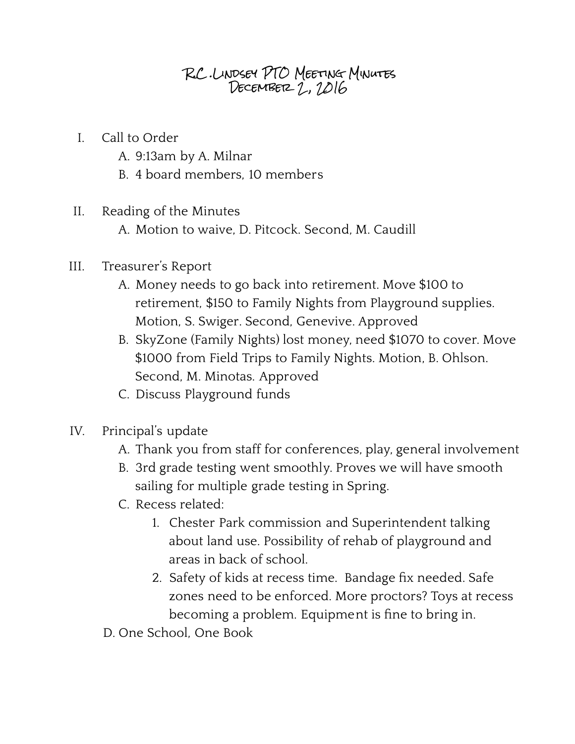# R.C. Lindsey PTO Meeting Minutes
## December 2, 2016

I. Call to Order
   A. 9:13am by A. Milnar
   B. 4 board members, 10 members

II. Reading of the Minutes
   A. Motion to waive, D. Pitcock. Second, M. Caudill

III. Treasurer's Report
   A. Money needs to go back into retirement. Move $100 to retirement, $150 to Family Nights from Playground supplies. Motion, S. Swiger. Second, Genevive. Approved
   B. SkyZone (Family Nights) lost money, need $1070 to cover. Move $1000 from Field Trips to Family Nights. Motion, B. Ohlson. Second, M. Minotas. Approved
   C. Discuss Playground funds

IV. Principal's update
   A. Thank you from staff for conferences, play, general involvement
   B. 3rd grade testing went smoothly. Proves we will have smooth sailing for multiple grade testing in Spring.
   C. Recess related:
      1. Chester Park commission and Superintendent talking about land use. Possibility of rehab of playground and areas in back of school.
      2. Safety of kids at recess time. Bandage fix needed. Safe zones need to be enforced. More proctors? Toys at recess becoming a problem. Equipment is fine to bring in.
   D. One School, One Book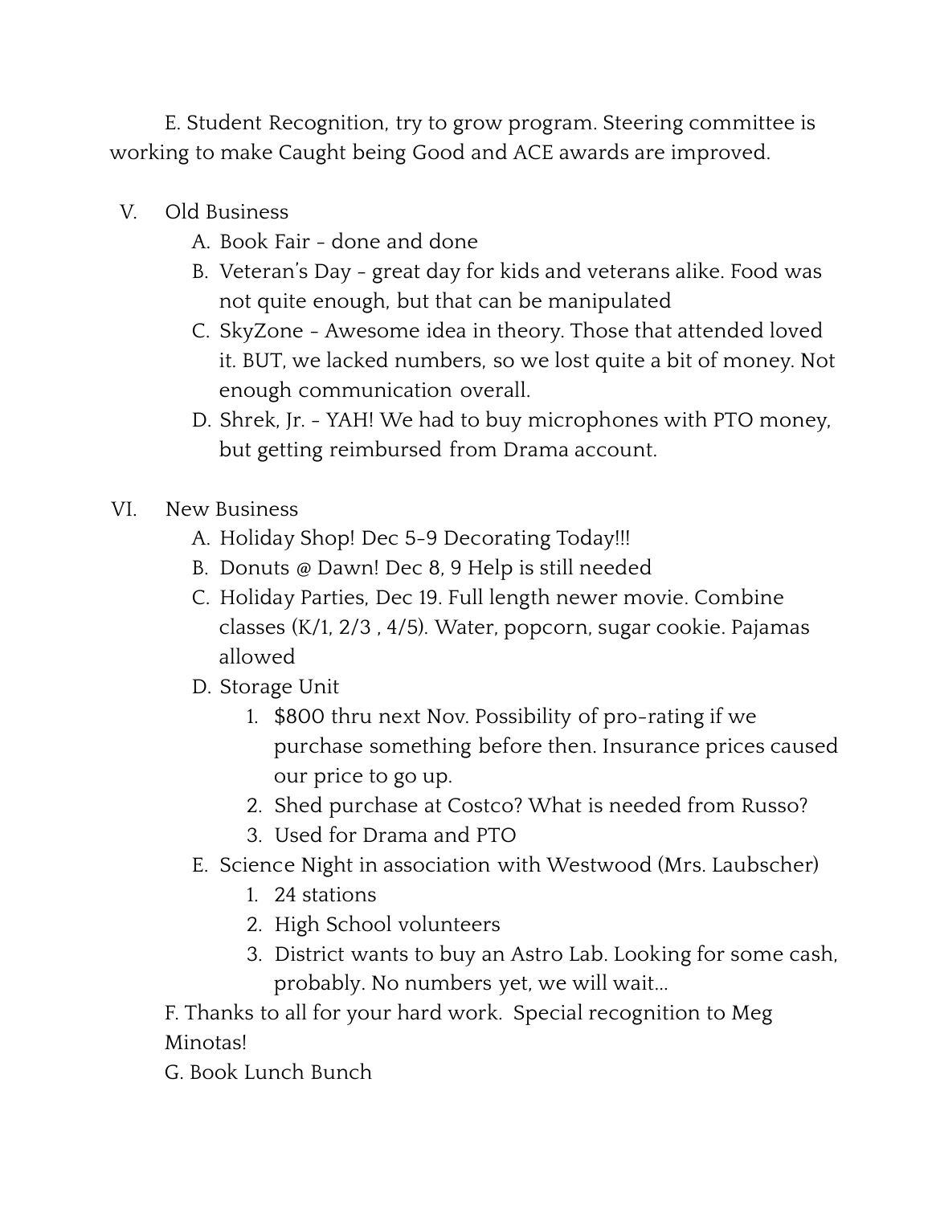E. Student Recognition, try to grow program. Steering committee is working to make Caught being Good and ACE awards are improved.

V. Old Business
   A. Book Fair - done and done
   B. Veteran's Day - great day for kids and veterans alike. Food was not quite enough, but that can be manipulated
   C. SkyZone - Awesome idea in theory. Those that attended loved it. BUT, we lacked numbers, so we lost quite a bit of money. Not enough communication overall.
   D. Shrek, Jr. - YAH! We had to buy microphones with PTO money, but getting reimbursed from Drama account.

VI. New Business
   A. Holiday Shop! Dec 5-9 Decorating Today!!!
   B. Donuts @ Dawn! Dec 8, 9 Help is still needed
   C. Holiday Parties, Dec 19. Full length newer movie. Combine classes (K/1, 2/3 , 4/5). Water, popcorn, sugar cookie. Pajamas allowed
   D. Storage Unit
      1. $800 thru next Nov. Possibility of pro-rating if we purchase something before then. Insurance prices caused our price to go up.
      2. Shed purchase at Costco? What is needed from Russo?
      3. Used for Drama and PTO
   E. Science Night in association with Westwood (Mrs. Laubscher)
      1. 24 stations
      2. High School volunteers
      3. District wants to buy an Astro Lab. Looking for some cash, probably. No numbers yet, we will wait...

   F. Thanks to all for your hard work. Special recognition to Meg Minotas!

   G. Book Lunch Bunch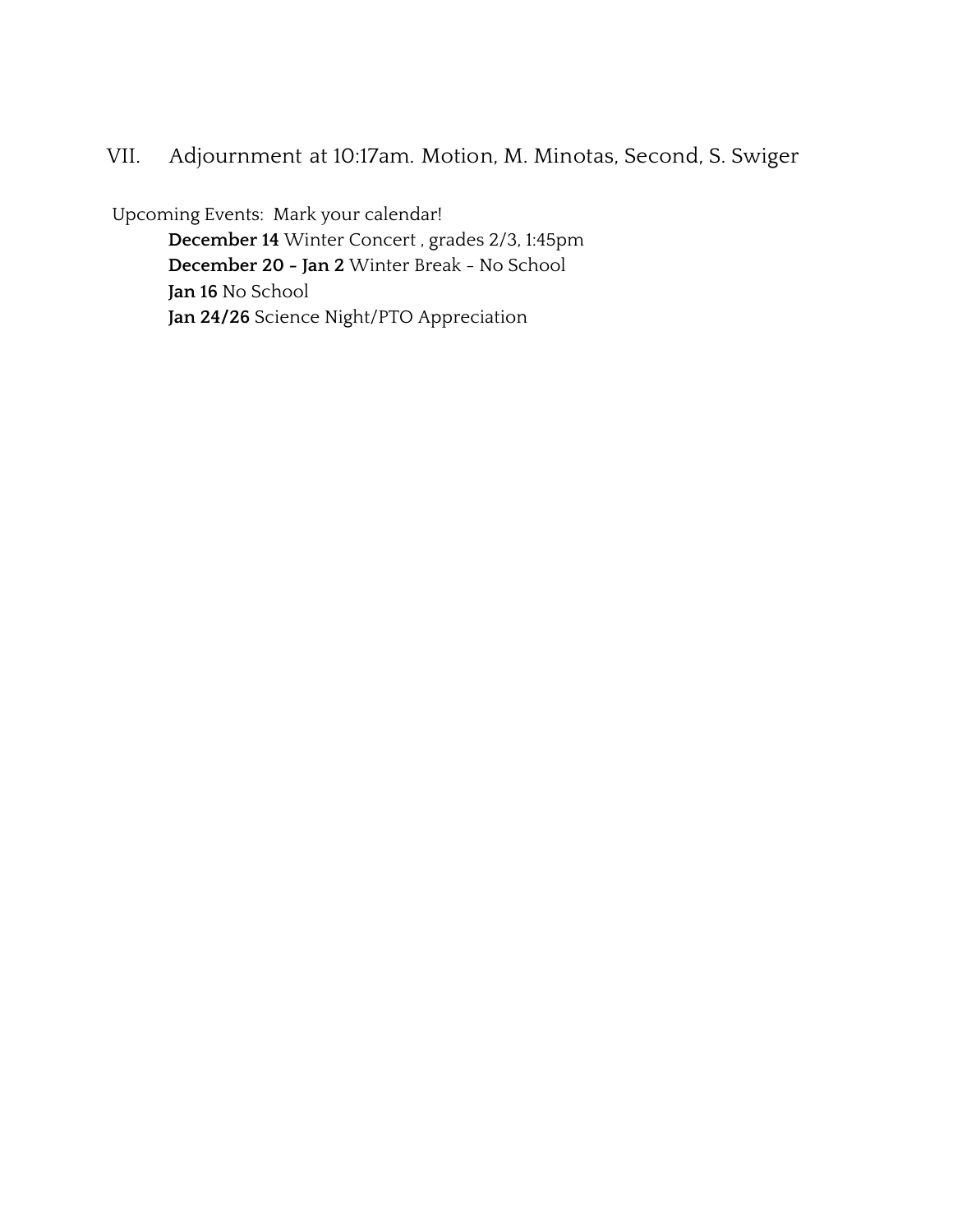VII. Adjournment at 10:17am. Motion, M. Minotas, Second, S. Swiger

Upcoming Events: Mark your calendar!

**December 14** Winter Concert , grades 2/3, 1:45pm
**December 20 - Jan 2** Winter Break - No School
**Jan 16** No School
**Jan 24/26** Science Night/PTO Appreciation